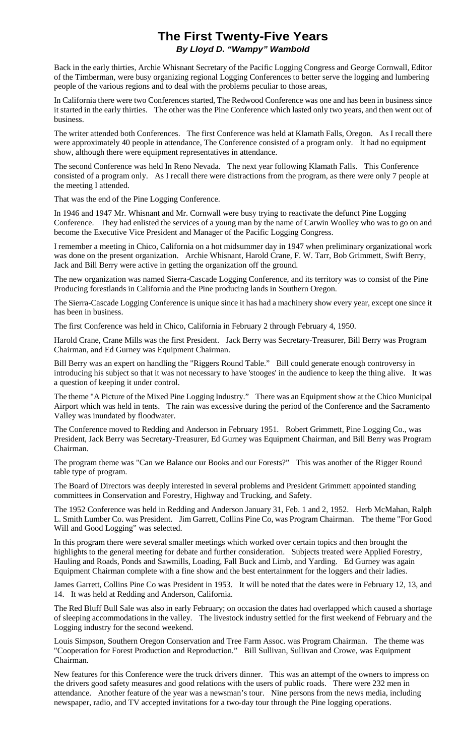# The First Twenty-Five Years

***By Lloyd D. "Wampy" Wambold***

Back in the early thirties, Archie Whisnant Secretary of the Pacific Logging Congress and George Cornwall, Editor of the Timberman, were busy organizing regional Logging Conferences to better serve the logging and lumbering people of the various regions and to deal with the problems peculiar to those areas,

In California there were two Conferences started, The Redwood Conference was one and has been in business since it started in the early thirties. The other was the Pine Conference which lasted only two years, and then went out of business.

The writer attended both Conferences. The first Conference was held at Klamath Falls, Oregon. As I recall there were approximately 40 people in attendance, The Conference consisted of a program only. It had no equipment show, although there were equipment representatives in attendance.

The second Conference was held In Reno Nevada. The next year following Klamath Falls. This Conference consisted of a program only. As I recall there were distractions from the program, as there were only 7 people at the meeting I attended.

That was the end of the Pine Logging Conference.

In 1946 and 1947 Mr. Whisnant and Mr. Cornwall were busy trying to reactivate the defunct Pine Logging Conference. They had enlisted the services of a young man by the name of Carwin Woolley who was to go on and become the Executive Vice President and Manager of the Pacific Logging Congress.

I remember a meeting in Chico, California on a hot midsummer day in 1947 when preliminary organizational work was done on the present organization. Archie Whisnant, Harold Crane, F. W. Tarr, Bob Grimmett, Swift Berry, Jack and Bill Berry were active in getting the organization off the ground.

The new organization was named Sierra-Cascade Logging Conference, and its territory was to consist of the Pine Producing forestlands in California and the Pine producing lands in Southern Oregon.

The Sierra-Cascade Logging Conference is unique since it has had a machinery show every year, except one since it has been in business.

The first Conference was held in Chico, California in February 2 through February 4, 1950.

Harold Crane, Crane Mills was the first President. Jack Berry was Secretary-Treasurer, Bill Berry was Program Chairman, and Ed Gurney was Equipment Chairman.

Bill Berry was an expert on handling the "Riggers Round Table." Bill could generate enough controversy in introducing his subject so that it was not necessary to have 'stooges' in the audience to keep the thing alive. It was a question of keeping it under control.

The theme "A Picture of the Mixed Pine Logging Industry." There was an Equipment show at the Chico Municipal Airport which was held in tents. The rain was excessive during the period of the Conference and the Sacramento Valley was inundated by floodwater.

The Conference moved to Redding and Anderson in February 1951. Robert Grimmett, Pine Logging Co., was President, Jack Berry was Secretary-Treasurer, Ed Gurney was Equipment Chairman, and Bill Berry was Program Chairman.

The program theme was "Can we Balance our Books and our Forests?" This was another of the Rigger Round table type of program.

The Board of Directors was deeply interested in several problems and President Grimmett appointed standing committees in Conservation and Forestry, Highway and Trucking, and Safety.

The 1952 Conference was held in Redding and Anderson January 31, Feb. 1 and 2, 1952. Herb McMahan, Ralph L. Smith Lumber Co. was President. Jim Garrett, Collins Pine Co, was Program Chairman. The theme "For Good Will and Good Logging" was selected.

In this program there were several smaller meetings which worked over certain topics and then brought the highlights to the general meeting for debate and further consideration. Subjects treated were Applied Forestry, Hauling and Roads, Ponds and Sawmills, Loading, Fall Buck and Limb, and Yarding. Ed Gurney was again Equipment Chairman complete with a fine show and the best entertainment for the loggers and their ladies.

James Garrett, Collins Pine Co was President in 1953. It will be noted that the dates were in February 12, 13, and 14. It was held at Redding and Anderson, California.

The Red Bluff Bull Sale was also in early February; on occasion the dates had overlapped which caused a shortage of sleeping accommodations in the valley. The livestock industry settled for the first weekend of February and the Logging industry for the second weekend.

Louis Simpson, Southern Oregon Conservation and Tree Farm Assoc. was Program Chairman. The theme was "Cooperation for Forest Production and Reproduction." Bill Sullivan, Sullivan and Crowe, was Equipment Chairman.

New features for this Conference were the truck drivers dinner. This was an attempt of the owners to impress on the drivers good safety measures and good relations with the users of public roads. There were 232 men in attendance. Another feature of the year was a newsman's tour. Nine persons from the news media, including newspaper, radio, and TV accepted invitations for a two-day tour through the Pine logging operations.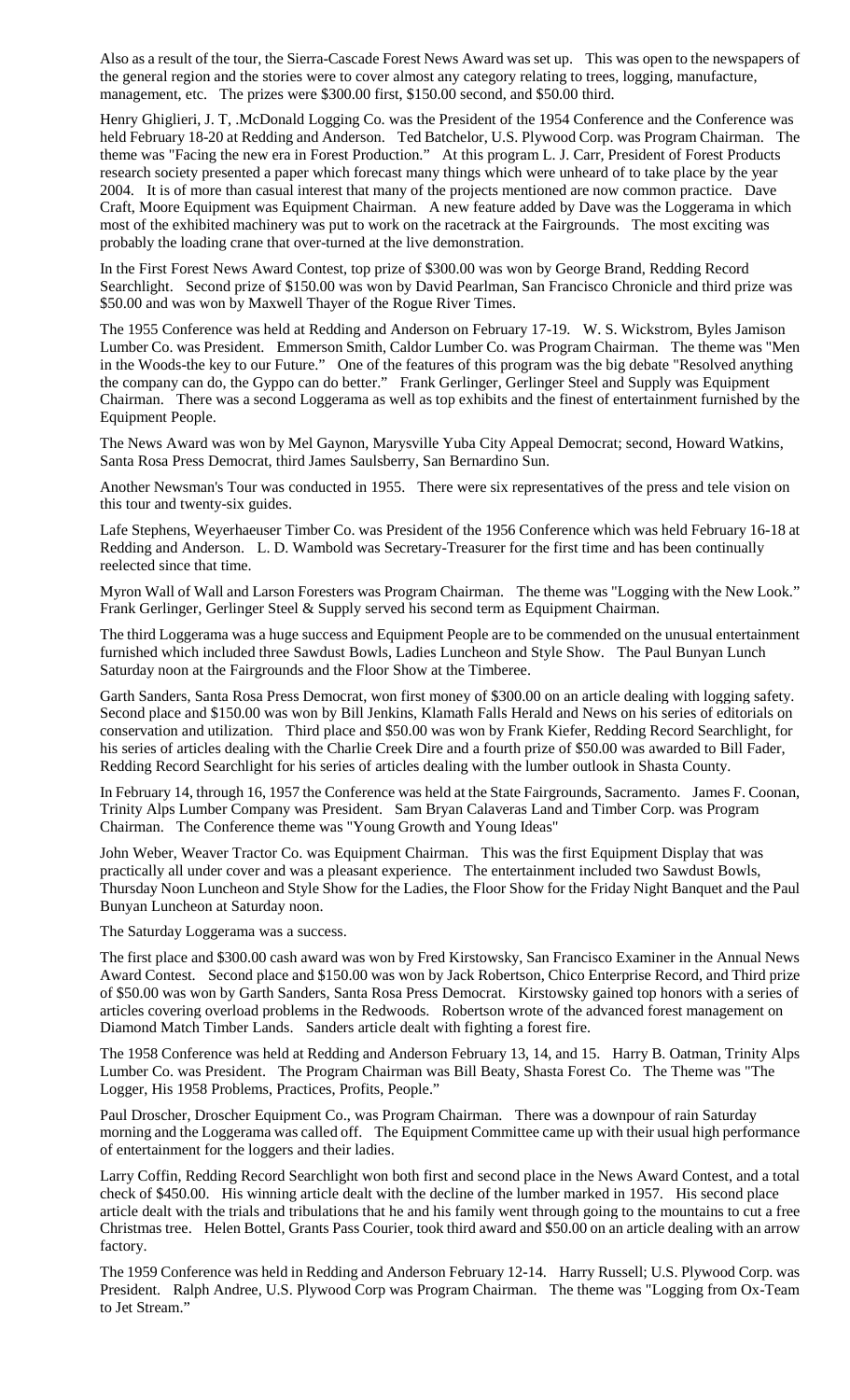Also as a result of the tour, the Sierra-Cascade Forest News Award was set up. This was open to the newspapers of the general region and the stories were to cover almost any category relating to trees, logging, manufacture, management, etc. The prizes were $300.00 first, $150.00 second, and $50.00 third.

Henry Ghiglieri, J. T, .McDonald Logging Co. was the President of the 1954 Conference and the Conference was held February 18-20 at Redding and Anderson. Ted Batchelor, U.S. Plywood Corp. was Program Chairman. The theme was "Facing the new era in Forest Production." At this program L. J. Carr, President of Forest Products research society presented a paper which forecast many things which were unheard of to take place by the year 2004. It is of more than casual interest that many of the projects mentioned are now common practice. Dave Craft, Moore Equipment was Equipment Chairman. A new feature added by Dave was the Loggerama in which most of the exhibited machinery was put to work on the racetrack at the Fairgrounds. The most exciting was probably the loading crane that over-turned at the live demonstration.

In the First Forest News Award Contest, top prize of $300.00 was won by George Brand, Redding Record Searchlight. Second prize of $150.00 was won by David Pearlman, San Francisco Chronicle and third prize was $50.00 and was won by Maxwell Thayer of the Rogue River Times.

The 1955 Conference was held at Redding and Anderson on February 17-19. W. S. Wickstrom, Byles Jamison Lumber Co. was President. Emmerson Smith, Caldor Lumber Co. was Program Chairman. The theme was "Men in the Woods-the key to our Future." One of the features of this program was the big debate "Resolved anything the company can do, the Gyppo can do better." Frank Gerlinger, Gerlinger Steel and Supply was Equipment Chairman. There was a second Loggerama as well as top exhibits and the finest of entertainment furnished by the Equipment People.

The News Award was won by Mel Gaynon, Marysville Yuba City Appeal Democrat; second, Howard Watkins, Santa Rosa Press Democrat, third James Saulsberry, San Bernardino Sun.

Another Newsman's Tour was conducted in 1955. There were six representatives of the press and tele vision on this tour and twenty-six guides.

Lafe Stephens, Weyerhaeuser Timber Co. was President of the 1956 Conference which was held February 16-18 at Redding and Anderson. L. D. Wambold was Secretary-Treasurer for the first time and has been continually reelected since that time.

Myron Wall of Wall and Larson Foresters was Program Chairman. The theme was "Logging with the New Look." Frank Gerlinger, Gerlinger Steel & Supply served his second term as Equipment Chairman.

The third Loggerama was a huge success and Equipment People are to be commended on the unusual entertainment furnished which included three Sawdust Bowls, Ladies Luncheon and Style Show. The Paul Bunyan Lunch Saturday noon at the Fairgrounds and the Floor Show at the Timberee.

Garth Sanders, Santa Rosa Press Democrat, won first money of $300.00 on an article dealing with logging safety. Second place and $150.00 was won by Bill Jenkins, Klamath Falls Herald and News on his series of editorials on conservation and utilization. Third place and $50.00 was won by Frank Kiefer, Redding Record Searchlight, for his series of articles dealing with the Charlie Creek Dire and a fourth prize of $50.00 was awarded to Bill Fader, Redding Record Searchlight for his series of articles dealing with the lumber outlook in Shasta County.

In February 14, through 16, 1957 the Conference was held at the State Fairgrounds, Sacramento. James F. Coonan, Trinity Alps Lumber Company was President. Sam Bryan Calaveras Land and Timber Corp. was Program Chairman. The Conference theme was "Young Growth and Young Ideas"

John Weber, Weaver Tractor Co. was Equipment Chairman. This was the first Equipment Display that was practically all under cover and was a pleasant experience. The entertainment included two Sawdust Bowls, Thursday Noon Luncheon and Style Show for the Ladies, the Floor Show for the Friday Night Banquet and the Paul Bunyan Luncheon at Saturday noon.

The Saturday Loggerama was a success.

The first place and $300.00 cash award was won by Fred Kirstowsky, San Francisco Examiner in the Annual News Award Contest. Second place and $150.00 was won by Jack Robertson, Chico Enterprise Record, and Third prize of $50.00 was won by Garth Sanders, Santa Rosa Press Democrat. Kirstowsky gained top honors with a series of articles covering overload problems in the Redwoods. Robertson wrote of the advanced forest management on Diamond Match Timber Lands. Sanders article dealt with fighting a forest fire.

The 1958 Conference was held at Redding and Anderson February 13, 14, and 15. Harry B. Oatman, Trinity Alps Lumber Co. was President. The Program Chairman was Bill Beaty, Shasta Forest Co. The Theme was "The Logger, His 1958 Problems, Practices, Profits, People."

Paul Droscher, Droscher Equipment Co., was Program Chairman. There was a downpour of rain Saturday morning and the Loggerama was called off. The Equipment Committee came up with their usual high performance of entertainment for the loggers and their ladies.

Larry Coffin, Redding Record Searchlight won both first and second place in the News Award Contest, and a total check of $450.00. His winning article dealt with the decline of the lumber marked in 1957. His second place article dealt with the trials and tribulations that he and his family went through going to the mountains to cut a free Christmas tree. Helen Bottel, Grants Pass Courier, took third award and $50.00 on an article dealing with an arrow factory.

The 1959 Conference was held in Redding and Anderson February 12-14. Harry Russell; U.S. Plywood Corp. was President. Ralph Andree, U.S. Plywood Corp was Program Chairman. The theme was "Logging from Ox-Team to Jet Stream."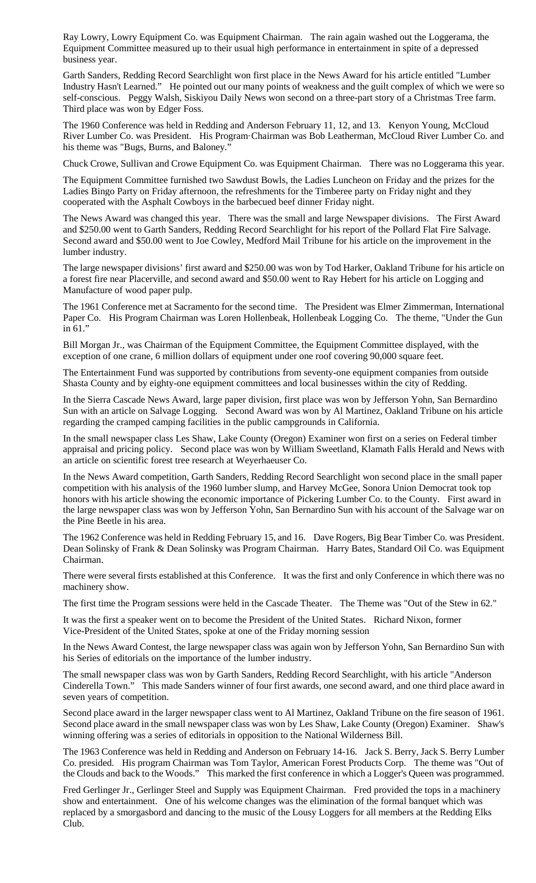Ray Lowry, Lowry Equipment Co. was Equipment Chairman. The rain again washed out the Loggerama, the Equipment Committee measured up to their usual high performance in entertainment in spite of a depressed business year.

Garth Sanders, Redding Record Searchlight won first place in the News Award for his article entitled "Lumber Industry Hasn't Learned." He pointed out our many points of weakness and the guilt complex of which we were so self-conscious. Peggy Walsh, Siskiyou Daily News won second on a three-part story of a Christmas Tree farm. Third place was won by Edger Foss.

The 1960 Conference was held in Redding and Anderson February 11, 12, and 13. Kenyon Young, McCloud River Lumber Co. was President. His Program·Chairman was Bob Leatherman, McCloud River Lumber Co. and his theme was "Bugs, Burns, and Baloney."

Chuck Crowe, Sullivan and Crowe Equipment Co. was Equipment Chairman. There was no Loggerama this year.

The Equipment Committee furnished two Sawdust Bowls, the Ladies Luncheon on Friday and the prizes for the Ladies Bingo Party on Friday afternoon, the refreshments for the Timberee party on Friday night and they cooperated with the Asphalt Cowboys in the barbecued beef dinner Friday night.

The News Award was changed this year. There was the small and large Newspaper divisions. The First Award and $250.00 went to Garth Sanders, Redding Record Searchlight for his report of the Pollard Flat Fire Salvage. Second award and $50.00 went to Joe Cowley, Medford Mail Tribune for his article on the improvement in the lumber industry.

The large newspaper divisions' first award and $250.00 was won by Tod Harker, Oakland Tribune for his article on a forest fire near Placerville, and second award and $50.00 went to Ray Hebert for his article on Logging and Manufacture of wood paper pulp.

The 1961 Conference met at Sacramento for the second time. The President was Elmer Zimmerman, International Paper Co. His Program Chairman was Loren Hollenbeak, Hollenbeak Logging Co. The theme, "Under the Gun in 61."

Bill Morgan Jr., was Chairman of the Equipment Committee, the Equipment Committee displayed, with the exception of one crane, 6 million dollars of equipment under one roof covering 90,000 square feet.

The Entertainment Fund was supported by contributions from seventy-one equipment companies from outside Shasta County and by eighty-one equipment committees and local businesses within the city of Redding.

In the Sierra Cascade News Award, large paper division, first place was won by Jefferson Yohn, San Bernardino Sun with an article on Salvage Logging. Second Award was won by Al Martinez, Oakland Tribune on his article regarding the cramped camping facilities in the public campgrounds in California.

In the small newspaper class Les Shaw, Lake County (Oregon) Examiner won first on a series on Federal timber appraisal and pricing policy. Second place was won by William Sweetland, Klamath Falls Herald and News with an article on scientific forest tree research at Weyerhaeuser Co.

In the News Award competition, Garth Sanders, Redding Record Searchlight won second place in the small paper competition with his analysis of the 1960 lumber slump, and Harvey McGee, Sonora Union Democrat took top honors with his article showing the economic importance of Pickering Lumber Co. to the County. First award in the large newspaper class was won by Jefferson Yohn, San Bernardino Sun with his account of the Salvage war on the Pine Beetle in his area.

The 1962 Conference was held in Redding February 15, and 16. Dave Rogers, Big Bear Timber Co. was President. Dean Solinsky of Frank & Dean Solinsky was Program Chairman. Harry Bates, Standard Oil Co. was Equipment Chairman.

There were several firsts established at this Conference. It was the first and only Conference in which there was no machinery show.

The first time the Program sessions were held in the Cascade Theater. The Theme was "Out of the Stew in 62."

It was the first a speaker went on to become the President of the United States. Richard Nixon, former Vice-President of the United States, spoke at one of the Friday morning session

In the News Award Contest, the large newspaper class was again won by Jefferson Yohn, San Bernardino Sun with his Series of editorials on the importance of the lumber industry.

The small newspaper class was won by Garth Sanders, Redding Record Searchlight, with his article "Anderson Cinderella Town." This made Sanders winner of four first awards, one second award, and one third place award in seven years of competition.

Second place award in the larger newspaper class went to Al Martinez, Oakland Tribune on the fire season of 1961. Second place award in the small newspaper class was won by Les Shaw, Lake County (Oregon) Examiner. Shaw's winning offering was a series of editorials in opposition to the National Wilderness Bill.

The 1963 Conference was held in Redding and Anderson on February 14-16. Jack S. Berry, Jack S. Berry Lumber Co. presided. His program Chairman was Tom Taylor, American Forest Products Corp. The theme was "Out of the Clouds and back to the Woods." This marked the first conference in which a Logger's Queen was programmed.

Fred Gerlinger Jr., Gerlinger Steel and Supply was Equipment Chairman. Fred provided the tops in a machinery show and entertainment. One of his welcome changes was the elimination of the formal banquet which was replaced by a smorgasbord and dancing to the music of the Lousy Loggers for all members at the Redding Elks Club.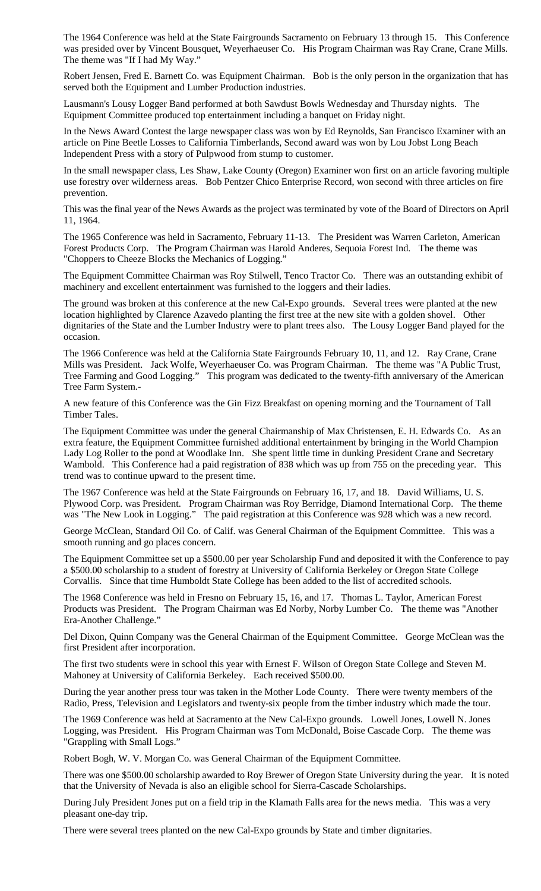The 1964 Conference was held at the State Fairgrounds Sacramento on February 13 through 15. This Conference was presided over by Vincent Bousquet, Weyerhaeuser Co. His Program Chairman was Ray Crane, Crane Mills. The theme was "If I had My Way."

Robert Jensen, Fred E. Barnett Co. was Equipment Chairman. Bob is the only person in the organization that has served both the Equipment and Lumber Production industries.

Lausmann's Lousy Logger Band performed at both Sawdust Bowls Wednesday and Thursday nights. The Equipment Committee produced top entertainment including a banquet on Friday night.

In the News Award Contest the large newspaper class was won by Ed Reynolds, San Francisco Examiner with an article on Pine Beetle Losses to California Timberlands, Second award was won by Lou Jobst Long Beach Independent Press with a story of Pulpwood from stump to customer.

In the small newspaper class, Les Shaw, Lake County (Oregon) Examiner won first on an article favoring multiple use forestry over wilderness areas. Bob Pentzer Chico Enterprise Record, won second with three articles on fire prevention.

This was the final year of the News Awards as the project was terminated by vote of the Board of Directors on April 11, 1964.

The 1965 Conference was held in Sacramento, February 11-13. The President was Warren Carleton, American Forest Products Corp. The Program Chairman was Harold Anderes, Sequoia Forest Ind. The theme was "Choppers to Cheeze Blocks the Mechanics of Logging."

The Equipment Committee Chairman was Roy Stilwell, Tenco Tractor Co. There was an outstanding exhibit of machinery and excellent entertainment was furnished to the loggers and their ladies.

The ground was broken at this conference at the new Cal-Expo grounds. Several trees were planted at the new location highlighted by Clarence Azavedo planting the first tree at the new site with a golden shovel. Other dignitaries of the State and the Lumber Industry were to plant trees also. The Lousy Logger Band played for the occasion.

The 1966 Conference was held at the California State Fairgrounds February 10, 11, and 12. Ray Crane, Crane Mills was President. Jack Wolfe, Weyerhaeuser Co. was Program Chairman. The theme was "A Public Trust, Tree Farming and Good Logging." This program was dedicated to the twenty-fifth anniversary of the American Tree Farm System.-

A new feature of this Conference was the Gin Fizz Breakfast on opening morning and the Tournament of Tall Timber Tales.

The Equipment Committee was under the general Chairmanship of Max Christensen, E. H. Edwards Co. As an extra feature, the Equipment Committee furnished additional entertainment by bringing in the World Champion Lady Log Roller to the pond at Woodlake Inn. She spent little time in dunking President Crane and Secretary Wambold. This Conference had a paid registration of 838 which was up from 755 on the preceding year. This trend was to continue upward to the present time.

The 1967 Conference was held at the State Fairgrounds on February 16, 17, and 18. David Williams, U. S. Plywood Corp. was President. Program Chairman was Roy Berridge, Diamond International Corp. The theme was "The New Look in Logging." The paid registration at this Conference was 928 which was a new record.

George McClean, Standard Oil Co. of Calif. was General Chairman of the Equipment Committee. This was a smooth running and go places concern.

The Equipment Committee set up a $500.00 per year Scholarship Fund and deposited it with the Conference to pay a $500.00 scholarship to a student of forestry at University of California Berkeley or Oregon State College Corvallis. Since that time Humboldt State College has been added to the list of accredited schools.

The 1968 Conference was held in Fresno on February 15, 16, and 17. Thomas L. Taylor, American Forest Products was President. The Program Chairman was Ed Norby, Norby Lumber Co. The theme was "Another Era-Another Challenge."

Del Dixon, Quinn Company was the General Chairman of the Equipment Committee. George McClean was the first President after incorporation.

The first two students were in school this year with Ernest F. Wilson of Oregon State College and Steven M. Mahoney at University of California Berkeley. Each received $500.00.

During the year another press tour was taken in the Mother Lode County. There were twenty members of the Radio, Press, Television and Legislators and twenty-six people from the timber industry which made the tour.

The 1969 Conference was held at Sacramento at the New Cal-Expo grounds. Lowell Jones, Lowell N. Jones Logging, was President. His Program Chairman was Tom McDonald, Boise Cascade Corp. The theme was "Grappling with Small Logs."

Robert Bogh, W. V. Morgan Co. was General Chairman of the Equipment Committee.

There was one $500.00 scholarship awarded to Roy Brewer of Oregon State University during the year. It is noted that the University of Nevada is also an eligible school for Sierra-Cascade Scholarships.

During July President Jones put on a field trip in the Klamath Falls area for the news media. This was a very pleasant one-day trip.

There were several trees planted on the new Cal-Expo grounds by State and timber dignitaries.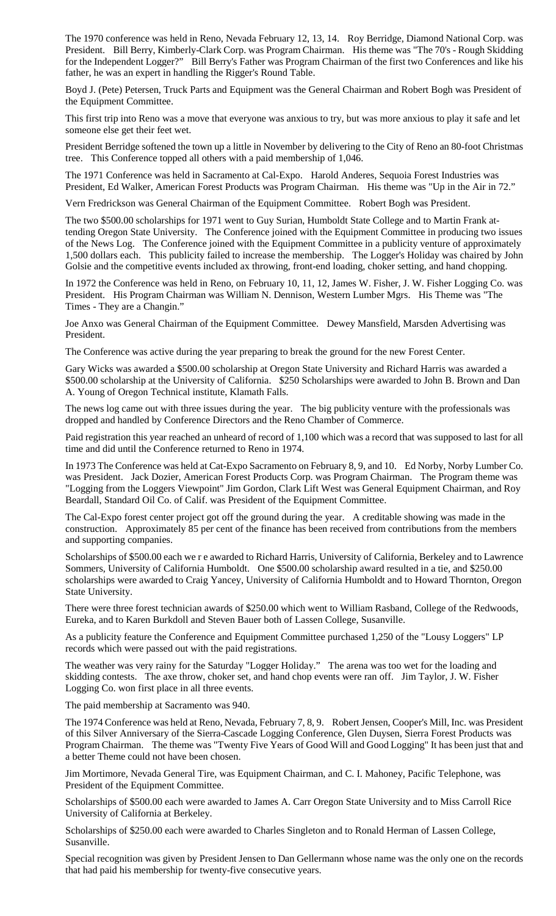The 1970 conference was held in Reno, Nevada February 12, 13, 14. Roy Berridge, Diamond National Corp. was President. Bill Berry, Kimberly-Clark Corp. was Program Chairman. His theme was "The 70's - Rough Skidding for the Independent Logger?" Bill Berry's Father was Program Chairman of the first two Conferences and like his father, he was an expert in handling the Rigger's Round Table.

Boyd J. (Pete) Petersen, Truck Parts and Equipment was the General Chairman and Robert Bogh was President of the Equipment Committee.

This first trip into Reno was a move that everyone was anxious to try, but was more anxious to play it safe and let someone else get their feet wet.

President Berridge softened the town up a little in November by delivering to the City of Reno an 80-foot Christmas tree. This Conference topped all others with a paid membership of 1,046.

The 1971 Conference was held in Sacramento at Cal-Expo. Harold Anderes, Sequoia Forest Industries was President, Ed Walker, American Forest Products was Program Chairman. His theme was "Up in the Air in 72."

Vern Fredrickson was General Chairman of the Equipment Committee. Robert Bogh was President.

The two $500.00 scholarships for 1971 went to Guy Surian, Humboldt State College and to Martin Frank attending Oregon State University. The Conference joined with the Equipment Committee in producing two issues of the News Log. The Conference joined with the Equipment Committee in a publicity venture of approximately 1,500 dollars each. This publicity failed to increase the membership. The Logger's Holiday was chaired by John Golsie and the competitive events included ax throwing, front-end loading, choker setting, and hand chopping.

In 1972 the Conference was held in Reno, on February 10, 11, 12, James W. Fisher, J. W. Fisher Logging Co. was President. His Program Chairman was William N. Dennison, Western Lumber Mgrs. His Theme was "The Times - They are a Changin."

Joe Anxo was General Chairman of the Equipment Committee. Dewey Mansfield, Marsden Advertising was President.

The Conference was active during the year preparing to break the ground for the new Forest Center.

Gary Wicks was awarded a $500.00 scholarship at Oregon State University and Richard Harris was awarded a $500.00 scholarship at the University of California. $250 Scholarships were awarded to John B. Brown and Dan A. Young of Oregon Technical institute, Klamath Falls.

The news log came out with three issues during the year. The big publicity venture with the professionals was dropped and handled by Conference Directors and the Reno Chamber of Commerce.

Paid registration this year reached an unheard of record of 1,100 which was a record that was supposed to last for all time and did until the Conference returned to Reno in 1974.

In 1973 The Conference was held at Cat-Expo Sacramento on February 8, 9, and 10. Ed Norby, Norby Lumber Co. was President. Jack Dozier, American Forest Products Corp. was Program Chairman. The Program theme was "Logging from the Loggers Viewpoint" Jim Gordon, Clark Lift West was General Equipment Chairman, and Roy Beardall, Standard Oil Co. of Calif. was President of the Equipment Committee.

The Cal-Expo forest center project got off the ground during the year. A creditable showing was made in the construction. Approximately 85 per cent of the finance has been received from contributions from the members and supporting companies.

Scholarships of $500.00 each we r e awarded to Richard Harris, University of California, Berkeley and to Lawrence Sommers, University of California Humboldt. One $500.00 scholarship award resulted in a tie, and $250.00 scholarships were awarded to Craig Yancey, University of California Humboldt and to Howard Thornton, Oregon State University.

There were three forest technician awards of $250.00 which went to William Rasband, College of the Redwoods, Eureka, and to Karen Burkdoll and Steven Bauer both of Lassen College, Susanville.

As a publicity feature the Conference and Equipment Committee purchased 1,250 of the "Lousy Loggers" LP records which were passed out with the paid registrations.

The weather was very rainy for the Saturday "Logger Holiday." The arena was too wet for the loading and skidding contests. The axe throw, choker set, and hand chop events were ran off. Jim Taylor, J. W. Fisher Logging Co. won first place in all three events.

The paid membership at Sacramento was 940.

The 1974 Conference was held at Reno, Nevada, February 7, 8, 9. Robert Jensen, Cooper's Mill, Inc. was President of this Silver Anniversary of the Sierra-Cascade Logging Conference, Glen Duysen, Sierra Forest Products was Program Chairman. The theme was "Twenty Five Years of Good Will and Good Logging" It has been just that and a better Theme could not have been chosen.

Jim Mortimore, Nevada General Tire, was Equipment Chairman, and C. I. Mahoney, Pacific Telephone, was President of the Equipment Committee.

Scholarships of $500.00 each were awarded to James A. Carr Oregon State University and to Miss Carroll Rice University of California at Berkeley.

Scholarships of $250.00 each were awarded to Charles Singleton and to Ronald Herman of Lassen College, Susanville.

Special recognition was given by President Jensen to Dan Gellermann whose name was the only one on the records that had paid his membership for twenty-five consecutive years.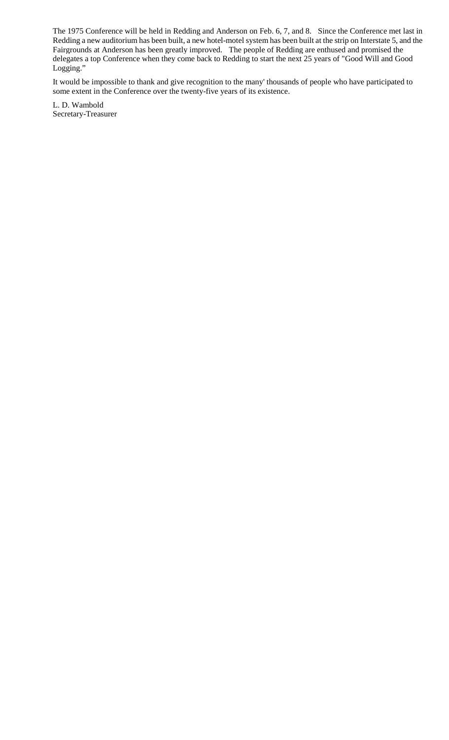The 1975 Conference will be held in Redding and Anderson on Feb. 6, 7, and 8. Since the Conference met last in Redding a new auditorium has been built, a new hotel-motel system has been built at the strip on Interstate 5, and the Fairgrounds at Anderson has been greatly improved. The people of Redding are enthused and promised the delegates a top Conference when they come back to Redding to start the next 25 years of "Good Will and Good Logging."

It would be impossible to thank and give recognition to the many' thousands of people who have participated to some extent in the Conference over the twenty-five years of its existence.

L. D. Wambold
Secretary-Treasurer